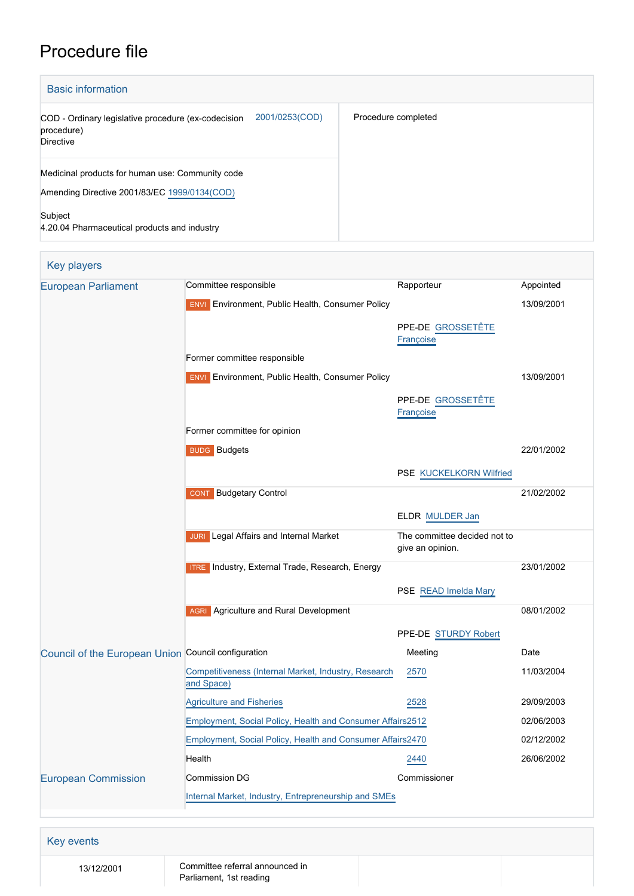# Procedure file

## Basic information

| | | |
|---|---|---|
| COD - Ordinary legislative procedure (ex-codecision procedure)<br>Directive | 2001/0253(COD) | Procedure completed |
| Medicinal products for human use: Community code<br><br>Amending Directive 2001/83/EC 1999/0134(COD)<br><br>Subject<br>4.20.04 Pharmaceutical products and industry | | |

## Key players

| | | | |
|---|---|---|---|
| European Parliament | Committee responsible | Rapporteur | Appointed |
| | ENVI Environment, Public Health, Consumer Policy | PPE-DE GROSSETÊTE Françoise | 13/09/2001 |
| | Former committee responsible | | |
| | ENVI Environment, Public Health, Consumer Policy | PPE-DE GROSSETÊTE Françoise | 13/09/2001 |
| | Former committee for opinion | | |
| | BUDG Budgets | PSE KUCKELKORN Wilfried | 22/01/2002 |
| | CONT Budgetary Control | ELDR MULDER Jan | 21/02/2002 |
| | JURI Legal Affairs and Internal Market | The committee decided not to give an opinion. | |
| | ITRE Industry, External Trade, Research, Energy | PSE READ Imelda Mary | 23/01/2002 |
| | AGRI Agriculture and Rural Development | PPE-DE STURDY Robert | 08/01/2002 |
| Council of the European Union | Council configuration | Meeting | Date |
| | Competitiveness (Internal Market, Industry, Research and Space) | 2570 | 11/03/2004 |
| | Agriculture and Fisheries | 2528 | 29/09/2003 |
| | Employment, Social Policy, Health and Consumer Affairs | 2512 | 02/06/2003 |
| | Employment, Social Policy, Health and Consumer Affairs | 2470 | 02/12/2002 |
| | Health | 2440 | 26/06/2002 |
| European Commission | Commission DG | Commissioner | |
| | Internal Market, Industry, Entrepreneurship and SMEs | | |

## Key events

| | | | |
|---|---|---|---|
| 13/12/2001 | Committee referral announced in Parliament, 1st reading | | |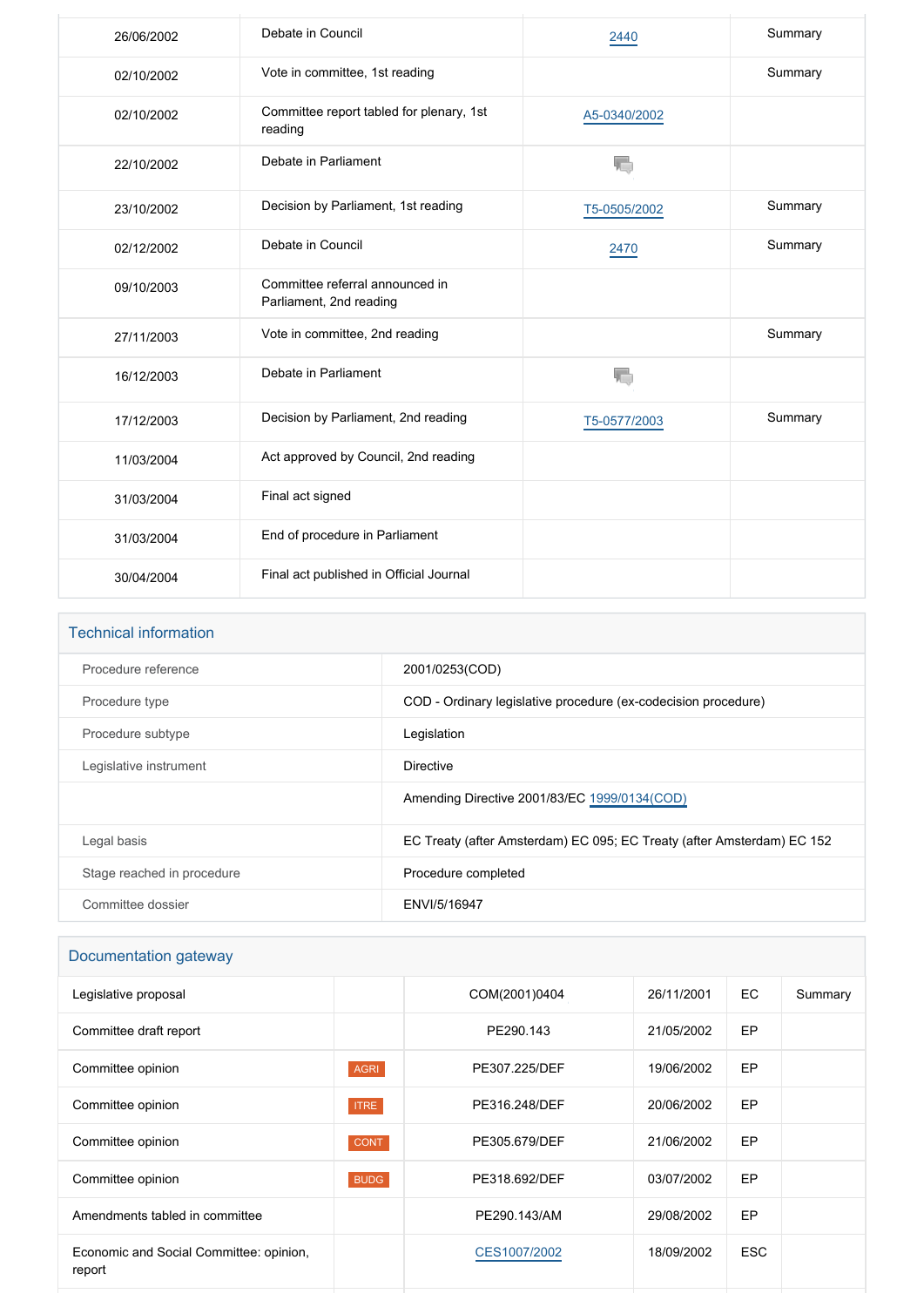| | | | |
|---|---|---|---|
| 26/06/2002 | Debate in Council | 2440 | Summary |
| 02/10/2002 | Vote in committee, 1st reading | | Summary |
| 02/10/2002 | Committee report tabled for plenary, 1st reading | A5-0340/2002 | |
| 22/10/2002 | Debate in Parliament | | |
| 23/10/2002 | Decision by Parliament, 1st reading | T5-0505/2002 | Summary |
| 02/12/2002 | Debate in Council | 2470 | Summary |
| 09/10/2003 | Committee referral announced in Parliament, 2nd reading | | |
| 27/11/2003 | Vote in committee, 2nd reading | | Summary |
| 16/12/2003 | Debate in Parliament | | |
| 17/12/2003 | Decision by Parliament, 2nd reading | T5-0577/2003 | Summary |
| 11/03/2004 | Act approved by Council, 2nd reading | | |
| 31/03/2004 | Final act signed | | |
| 31/03/2004 | End of procedure in Parliament | | |
| 30/04/2004 | Final act published in Official Journal | | |

## Technical information

| | |
|---|---|
| Procedure reference | 2001/0253(COD) |
| Procedure type | COD - Ordinary legislative procedure (ex-codecision procedure) |
| Procedure subtype | Legislation |
| Legislative instrument | Directive |
| | Amending Directive 2001/83/EC 1999/0134(COD) |
| Legal basis | EC Treaty (after Amsterdam) EC 095; EC Treaty (after Amsterdam) EC 152 |
| Stage reached in procedure | Procedure completed |
| Committee dossier | ENVI/5/16947 |

## Documentation gateway

| | | | | | |
|---|---|---|---|---|---|
| Legislative proposal | | COM(2001)0404 | 26/11/2001 | EC | Summary |
| Committee draft report | | PE290.143 | 21/05/2002 | EP | |
| Committee opinion | AGRI | PE307.225/DEF | 19/06/2002 | EP | |
| Committee opinion | ITRE | PE316.248/DEF | 20/06/2002 | EP | |
| Committee opinion | CONT | PE305.679/DEF | 21/06/2002 | EP | |
| Committee opinion | BUDG | PE318.692/DEF | 03/07/2002 | EP | |
| Amendments tabled in committee | | PE290.143/AM | 29/08/2002 | EP | |
| Economic and Social Committee: opinion, report | | CES1007/2002 | 18/09/2002 | ESC | |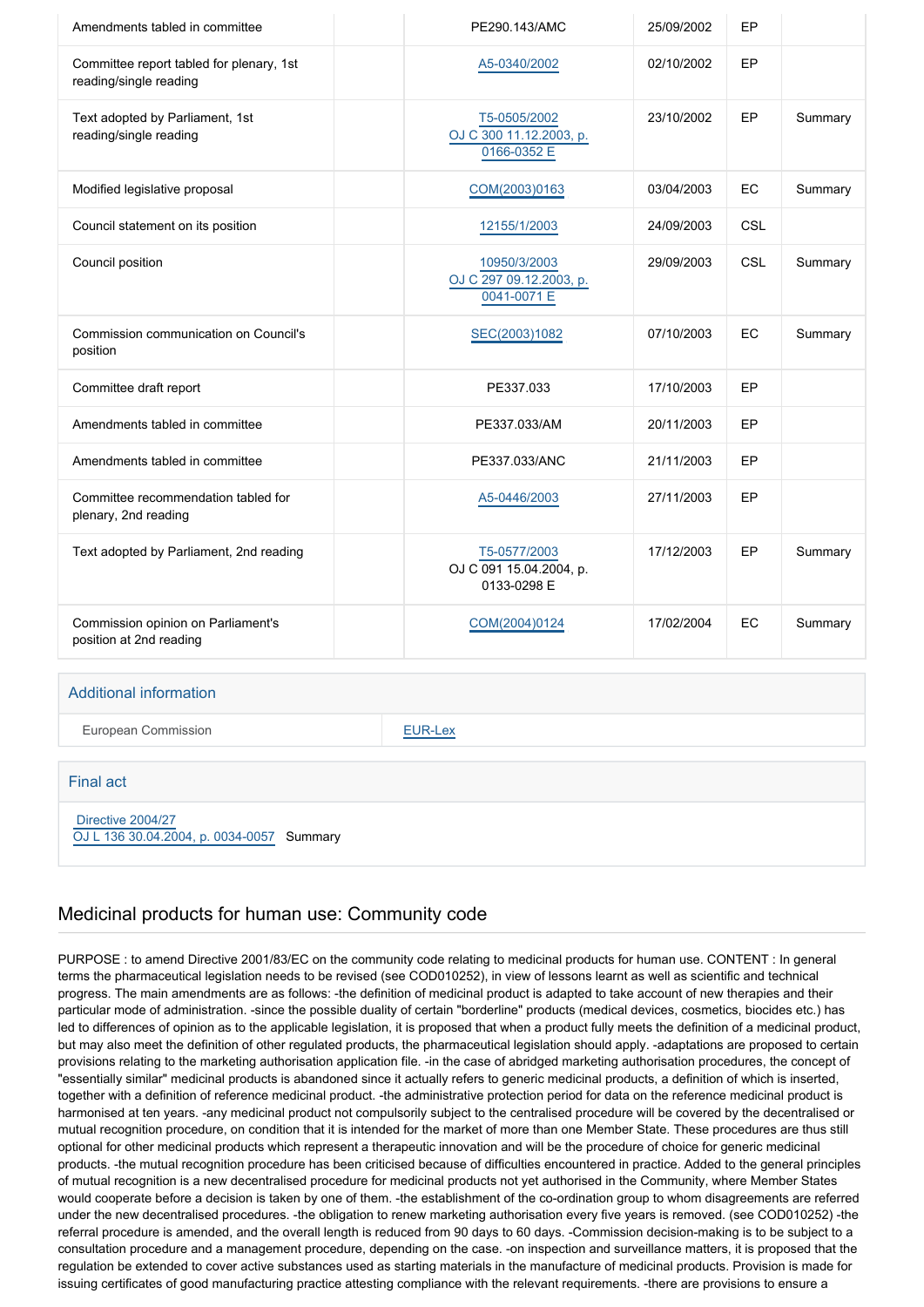| | | | | |
|---|---|---|---|---|
| Amendments tabled in committee | PE290.143/AMC | 25/09/2002 | EP | |
| Committee report tabled for plenary, 1st reading/single reading | A5-0340/2002 | 02/10/2002 | EP | |
| Text adopted by Parliament, 1st reading/single reading | T5-0505/2002 OJ C 300 11.12.2003, p. 0166-0352 E | 23/10/2002 | EP | Summary |
| Modified legislative proposal | COM(2003)0163 | 03/04/2003 | EC | Summary |
| Council statement on its position | 12155/1/2003 | 24/09/2003 | CSL | |
| Council position | 10950/3/2003 OJ C 297 09.12.2003, p. 0041-0071 E | 29/09/2003 | CSL | Summary |
| Commission communication on Council's position | SEC(2003)1082 | 07/10/2003 | EC | Summary |
| Committee draft report | PE337.033 | 17/10/2003 | EP | |
| Amendments tabled in committee | PE337.033/AM | 20/11/2003 | EP | |
| Amendments tabled in committee | PE337.033/ANC | 21/11/2003 | EP | |
| Committee recommendation tabled for plenary, 2nd reading | A5-0446/2003 | 27/11/2003 | EP | |
| Text adopted by Parliament, 2nd reading | T5-0577/2003 OJ C 091 15.04.2004, p. 0133-0298 E | 17/12/2003 | EP | Summary |
| Commission opinion on Parliament's position at 2nd reading | COM(2004)0124 | 17/02/2004 | EC | Summary |

## Additional information

| | |
|---|---|
| European Commission | EUR-Lex |

## Final act

Directive 2004/27
OJ L 136 30.04.2004, p. 0034-0057 Summary

## Medicinal products for human use: Community code

PURPOSE : to amend Directive 2001/83/EC on the community code relating to medicinal products for human use. CONTENT : In general terms the pharmaceutical legislation needs to be revised (see COD010252), in view of lessons learnt as well as scientific and technical progress. The main amendments are as follows: -the definition of medicinal product is adapted to take account of new therapies and their particular mode of administration. -since the possible duality of certain "borderline" products (medical devices, cosmetics, biocides etc.) has led to differences of opinion as to the applicable legislation, it is proposed that when a product fully meets the definition of a medicinal product, but may also meet the definition of other regulated products, the pharmaceutical legislation should apply. -adaptations are proposed to certain provisions relating to the marketing authorisation application file. -in the case of abridged marketing authorisation procedures, the concept of "essentially similar" medicinal products is abandoned since it actually refers to generic medicinal products, a definition of which is inserted, together with a definition of reference medicinal product. -the administrative protection period for data on the reference medicinal product is harmonised at ten years. -any medicinal product not compulsorily subject to the centralised procedure will be covered by the decentralised or mutual recognition procedure, on condition that it is intended for the market of more than one Member State. These procedures are thus still optional for other medicinal products which represent a therapeutic innovation and will be the procedure of choice for generic medicinal products. -the mutual recognition procedure has been criticised because of difficulties encountered in practice. Added to the general principles of mutual recognition is a new decentralised procedure for medicinal products not yet authorised in the Community, where Member States would cooperate before a decision is taken by one of them. -the establishment of the co-ordination group to whom disagreements are referred under the new decentralised procedures. -the obligation to renew marketing authorisation every five years is removed. (see COD010252) -the referral procedure is amended, and the overall length is reduced from 90 days to 60 days. -Commission decision-making is to be subject to a consultation procedure and a management procedure, depending on the case. -on inspection and surveillance matters, it is proposed that the regulation be extended to cover active substances used as starting materials in the manufacture of medicinal products. Provision is made for issuing certificates of good manufacturing practice attesting compliance with the relevant requirements. -there are provisions to ensure a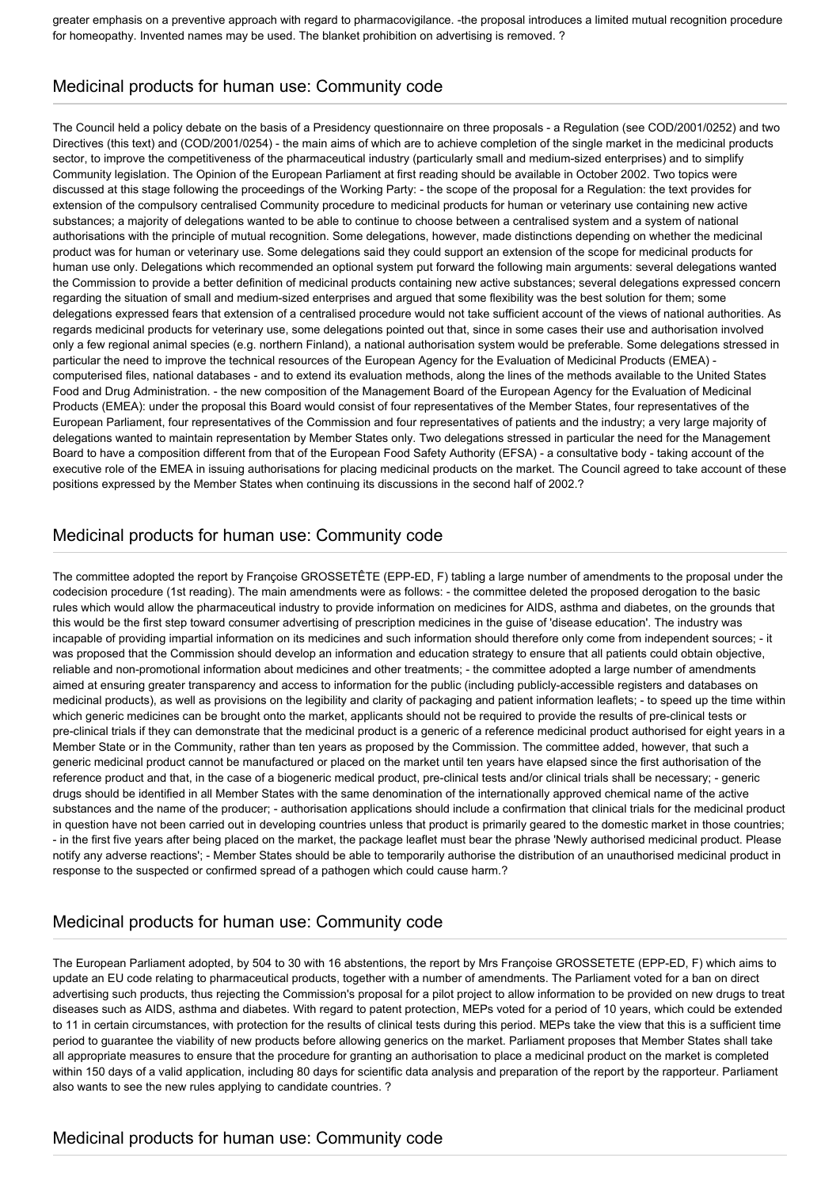greater emphasis on a preventive approach with regard to pharmacovigilance. -the proposal introduces a limited mutual recognition procedure for homeopathy. Invented names may be used. The blanket prohibition on advertising is removed. ?

## Medicinal products for human use: Community code

The Council held a policy debate on the basis of a Presidency questionnaire on three proposals - a Regulation (see COD/2001/0252) and two Directives (this text) and (COD/2001/0254) - the main aims of which are to achieve completion of the single market in the medicinal products sector, to improve the competitiveness of the pharmaceutical industry (particularly small and medium-sized enterprises) and to simplify Community legislation. The Opinion of the European Parliament at first reading should be available in October 2002. Two topics were discussed at this stage following the proceedings of the Working Party: - the scope of the proposal for a Regulation: the text provides for extension of the compulsory centralised Community procedure to medicinal products for human or veterinary use containing new active substances; a majority of delegations wanted to be able to continue to choose between a centralised system and a system of national authorisations with the principle of mutual recognition. Some delegations, however, made distinctions depending on whether the medicinal product was for human or veterinary use. Some delegations said they could support an extension of the scope for medicinal products for human use only. Delegations which recommended an optional system put forward the following main arguments: several delegations wanted the Commission to provide a better definition of medicinal products containing new active substances; several delegations expressed concern regarding the situation of small and medium-sized enterprises and argued that some flexibility was the best solution for them; some delegations expressed fears that extension of a centralised procedure would not take sufficient account of the views of national authorities. As regards medicinal products for veterinary use, some delegations pointed out that, since in some cases their use and authorisation involved only a few regional animal species (e.g. northern Finland), a national authorisation system would be preferable. Some delegations stressed in particular the need to improve the technical resources of the European Agency for the Evaluation of Medicinal Products (EMEA) - computerised files, national databases - and to extend its evaluation methods, along the lines of the methods available to the United States Food and Drug Administration. - the new composition of the Management Board of the European Agency for the Evaluation of Medicinal Products (EMEA): under the proposal this Board would consist of four representatives of the Member States, four representatives of the European Parliament, four representatives of the Commission and four representatives of patients and the industry; a very large majority of delegations wanted to maintain representation by Member States only. Two delegations stressed in particular the need for the Management Board to have a composition different from that of the European Food Safety Authority (EFSA) - a consultative body - taking account of the executive role of the EMEA in issuing authorisations for placing medicinal products on the market. The Council agreed to take account of these positions expressed by the Member States when continuing its discussions in the second half of 2002.?

## Medicinal products for human use: Community code

The committee adopted the report by Françoise GROSSETÊTE (EPP-ED, F) tabling a large number of amendments to the proposal under the codecision procedure (1st reading). The main amendments were as follows: - the committee deleted the proposed derogation to the basic rules which would allow the pharmaceutical industry to provide information on medicines for AIDS, asthma and diabetes, on the grounds that this would be the first step toward consumer advertising of prescription medicines in the guise of 'disease education'. The industry was incapable of providing impartial information on its medicines and such information should therefore only come from independent sources; - it was proposed that the Commission should develop an information and education strategy to ensure that all patients could obtain objective, reliable and non-promotional information about medicines and other treatments; - the committee adopted a large number of amendments aimed at ensuring greater transparency and access to information for the public (including publicly-accessible registers and databases on medicinal products), as well as provisions on the legibility and clarity of packaging and patient information leaflets; - to speed up the time within which generic medicines can be brought onto the market, applicants should not be required to provide the results of pre-clinical tests or pre-clinical trials if they can demonstrate that the medicinal product is a generic of a reference medicinal product authorised for eight years in a Member State or in the Community, rather than ten years as proposed by the Commission. The committee added, however, that such a generic medicinal product cannot be manufactured or placed on the market until ten years have elapsed since the first authorisation of the reference product and that, in the case of a biogeneric medical product, pre-clinical tests and/or clinical trials shall be necessary; - generic drugs should be identified in all Member States with the same denomination of the internationally approved chemical name of the active substances and the name of the producer; - authorisation applications should include a confirmation that clinical trials for the medicinal product in question have not been carried out in developing countries unless that product is primarily geared to the domestic market in those countries; - in the first five years after being placed on the market, the package leaflet must bear the phrase 'Newly authorised medicinal product. Please notify any adverse reactions'; - Member States should be able to temporarily authorise the distribution of an unauthorised medicinal product in response to the suspected or confirmed spread of a pathogen which could cause harm.?

## Medicinal products for human use: Community code

The European Parliament adopted, by 504 to 30 with 16 abstentions, the report by Mrs Françoise GROSSETETE (EPP-ED, F) which aims to update an EU code relating to pharmaceutical products, together with a number of amendments. The Parliament voted for a ban on direct advertising such products, thus rejecting the Commission's proposal for a pilot project to allow information to be provided on new drugs to treat diseases such as AIDS, asthma and diabetes. With regard to patent protection, MEPs voted for a period of 10 years, which could be extended to 11 in certain circumstances, with protection for the results of clinical tests during this period. MEPs take the view that this is a sufficient time period to guarantee the viability of new products before allowing generics on the market. Parliament proposes that Member States shall take all appropriate measures to ensure that the procedure for granting an authorisation to place a medicinal product on the market is completed within 150 days of a valid application, including 80 days for scientific data analysis and preparation of the report by the rapporteur. Parliament also wants to see the new rules applying to candidate countries. ?

## Medicinal products for human use: Community code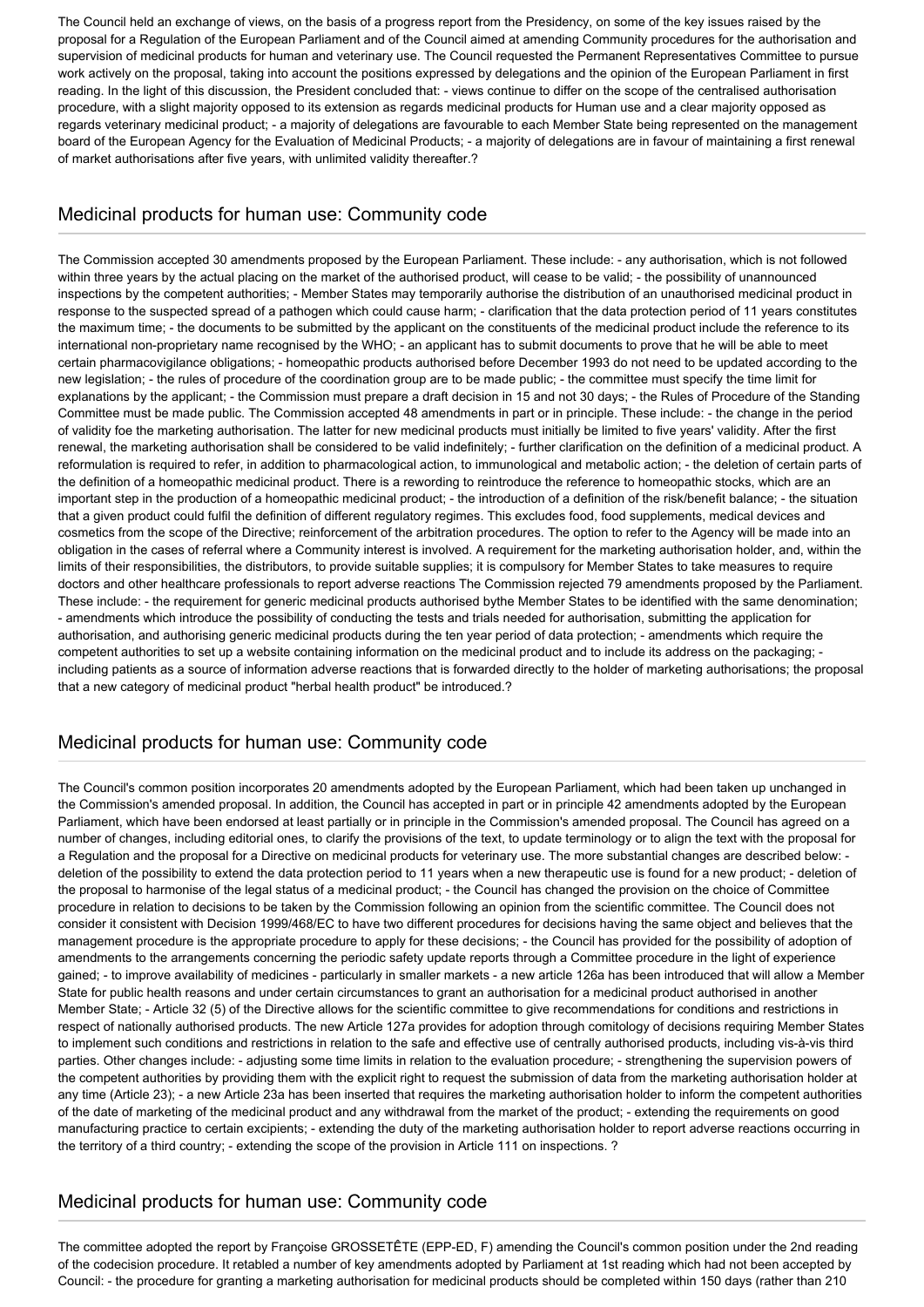The Council held an exchange of views, on the basis of a progress report from the Presidency, on some of the key issues raised by the proposal for a Regulation of the European Parliament and of the Council aimed at amending Community procedures for the authorisation and supervision of medicinal products for human and veterinary use. The Council requested the Permanent Representatives Committee to pursue work actively on the proposal, taking into account the positions expressed by delegations and the opinion of the European Parliament in first reading. In the light of this discussion, the President concluded that: - views continue to differ on the scope of the centralised authorisation procedure, with a slight majority opposed to its extension as regards medicinal products for Human use and a clear majority opposed as regards veterinary medicinal product; - a majority of delegations are favourable to each Member State being represented on the management board of the European Agency for the Evaluation of Medicinal Products; - a majority of delegations are in favour of maintaining a first renewal of market authorisations after five years, with unlimited validity thereafter.?

## Medicinal products for human use: Community code

The Commission accepted 30 amendments proposed by the European Parliament. These include: - any authorisation, which is not followed within three years by the actual placing on the market of the authorised product, will cease to be valid; - the possibility of unannounced inspections by the competent authorities; - Member States may temporarily authorise the distribution of an unauthorised medicinal product in response to the suspected spread of a pathogen which could cause harm; - clarification that the data protection period of 11 years constitutes the maximum time; - the documents to be submitted by the applicant on the constituents of the medicinal product include the reference to its international non-proprietary name recognised by the WHO; - an applicant has to submit documents to prove that he will be able to meet certain pharmacovigilance obligations; - homeopathic products authorised before December 1993 do not need to be updated according to the new legislation; - the rules of procedure of the coordination group are to be made public; - the committee must specify the time limit for explanations by the applicant; - the Commission must prepare a draft decision in 15 and not 30 days; - the Rules of Procedure of the Standing Committee must be made public. The Commission accepted 48 amendments in part or in principle. These include: - the change in the period of validity foe the marketing authorisation. The latter for new medicinal products must initially be limited to five years' validity. After the first renewal, the marketing authorisation shall be considered to be valid indefinitely; - further clarification on the definition of a medicinal product. A reformulation is required to refer, in addition to pharmacological action, to immunological and metabolic action; - the deletion of certain parts of the definition of a homeopathic medicinal product. There is a rewording to reintroduce the reference to homeopathic stocks, which are an important step in the production of a homeopathic medicinal product; - the introduction of a definition of the risk/benefit balance; - the situation that a given product could fulfil the definition of different regulatory regimes. This excludes food, food supplements, medical devices and cosmetics from the scope of the Directive; reinforcement of the arbitration procedures. The option to refer to the Agency will be made into an obligation in the cases of referral where a Community interest is involved. A requirement for the marketing authorisation holder, and, within the limits of their responsibilities, the distributors, to provide suitable supplies; it is compulsory for Member States to take measures to require doctors and other healthcare professionals to report adverse reactions The Commission rejected 79 amendments proposed by the Parliament. These include: - the requirement for generic medicinal products authorised bythe Member States to be identified with the same denomination; - amendments which introduce the possibility of conducting the tests and trials needed for authorisation, submitting the application for authorisation, and authorising generic medicinal products during the ten year period of data protection; - amendments which require the competent authorities to set up a website containing information on the medicinal product and to include its address on the packaging; - including patients as a source of information adverse reactions that is forwarded directly to the holder of marketing authorisations; the proposal that a new category of medicinal product "herbal health product" be introduced.?

## Medicinal products for human use: Community code

The Council's common position incorporates 20 amendments adopted by the European Parliament, which had been taken up unchanged in the Commission's amended proposal. In addition, the Council has accepted in part or in principle 42 amendments adopted by the European Parliament, which have been endorsed at least partially or in principle in the Commission's amended proposal. The Council has agreed on a number of changes, including editorial ones, to clarify the provisions of the text, to update terminology or to align the text with the proposal for a Regulation and the proposal for a Directive on medicinal products for veterinary use. The more substantial changes are described below: - deletion of the possibility to extend the data protection period to 11 years when a new therapeutic use is found for a new product; - deletion of the proposal to harmonise of the legal status of a medicinal product; - the Council has changed the provision on the choice of Committee procedure in relation to decisions to be taken by the Commission following an opinion from the scientific committee. The Council does not consider it consistent with Decision 1999/468/EC to have two different procedures for decisions having the same object and believes that the management procedure is the appropriate procedure to apply for these decisions; - the Council has provided for the possibility of adoption of amendments to the arrangements concerning the periodic safety update reports through a Committee procedure in the light of experience gained; - to improve availability of medicines - particularly in smaller markets - a new article 126a has been introduced that will allow a Member State for public health reasons and under certain circumstances to grant an authorisation for a medicinal product authorised in another Member State; - Article 32 (5) of the Directive allows for the scientific committee to give recommendations for conditions and restrictions in respect of nationally authorised products. The new Article 127a provides for adoption through comitology of decisions requiring Member States to implement such conditions and restrictions in relation to the safe and effective use of centrally authorised products, including vis-à-vis third parties. Other changes include: - adjusting some time limits in relation to the evaluation procedure; - strengthening the supervision powers of the competent authorities by providing them with the explicit right to request the submission of data from the marketing authorisation holder at any time (Article 23); - a new Article 23a has been inserted that requires the marketing authorisation holder to inform the competent authorities of the date of marketing of the medicinal product and any withdrawal from the market of the product; - extending the requirements on good manufacturing practice to certain excipients; - extending the duty of the marketing authorisation holder to report adverse reactions occurring in the territory of a third country; - extending the scope of the provision in Article 111 on inspections. ?

## Medicinal products for human use: Community code

The committee adopted the report by Françoise GROSSETÊTE (EPP-ED, F) amending the Council's common position under the 2nd reading of the codecision procedure. It retabled a number of key amendments adopted by Parliament at 1st reading which had not been accepted by Council: - the procedure for granting a marketing authorisation for medicinal products should be completed within 150 days (rather than 210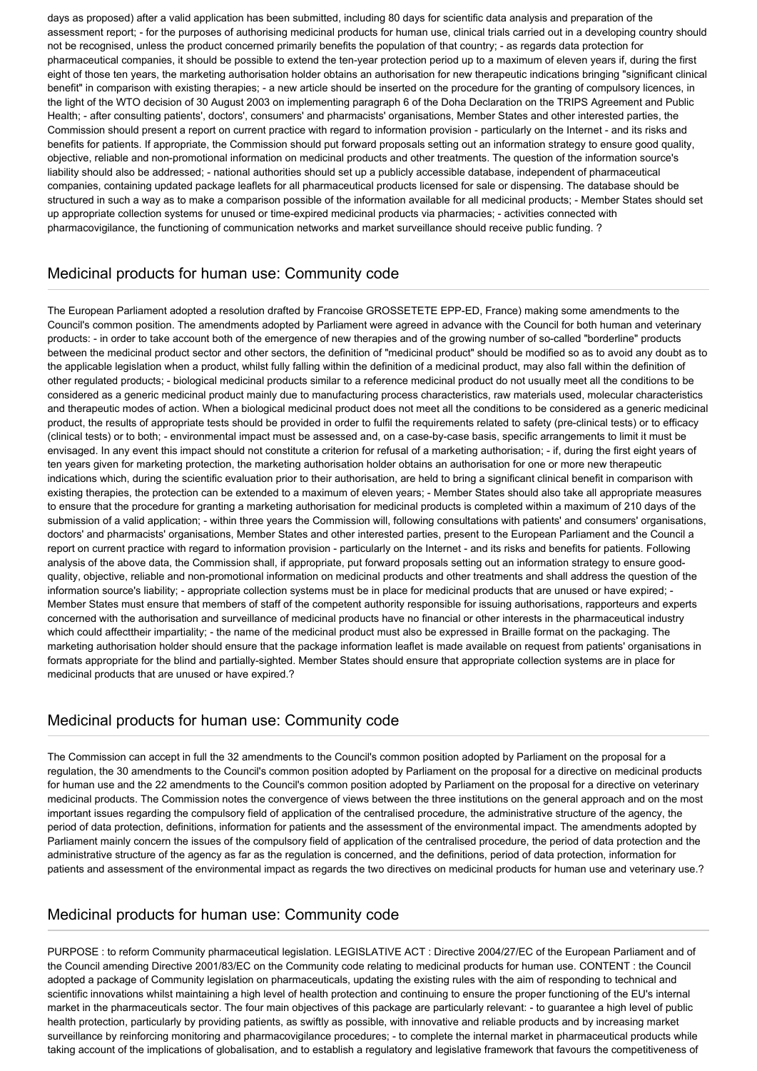days as proposed) after a valid application has been submitted, including 80 days for scientific data analysis and preparation of the assessment report; - for the purposes of authorising medicinal products for human use, clinical trials carried out in a developing country should not be recognised, unless the product concerned primarily benefits the population of that country; - as regards data protection for pharmaceutical companies, it should be possible to extend the ten-year protection period up to a maximum of eleven years if, during the first eight of those ten years, the marketing authorisation holder obtains an authorisation for new therapeutic indications bringing "significant clinical benefit" in comparison with existing therapies; - a new article should be inserted on the procedure for the granting of compulsory licences, in the light of the WTO decision of 30 August 2003 on implementing paragraph 6 of the Doha Declaration on the TRIPS Agreement and Public Health; - after consulting patients', doctors', consumers' and pharmacists' organisations, Member States and other interested parties, the Commission should present a report on current practice with regard to information provision - particularly on the Internet - and its risks and benefits for patients. If appropriate, the Commission should put forward proposals setting out an information strategy to ensure good quality, objective, reliable and non-promotional information on medicinal products and other treatments. The question of the information source's liability should also be addressed; - national authorities should set up a publicly accessible database, independent of pharmaceutical companies, containing updated package leaflets for all pharmaceutical products licensed for sale or dispensing. The database should be structured in such a way as to make a comparison possible of the information available for all medicinal products; - Member States should set up appropriate collection systems for unused or time-expired medicinal products via pharmacies; - activities connected with pharmacovigilance, the functioning of communication networks and market surveillance should receive public funding. ?

## Medicinal products for human use: Community code

The European Parliament adopted a resolution drafted by Francoise GROSSETETE EPP-ED, France) making some amendments to the Council's common position. The amendments adopted by Parliament were agreed in advance with the Council for both human and veterinary products: - in order to take account both of the emergence of new therapies and of the growing number of so-called "borderline" products between the medicinal product sector and other sectors, the definition of "medicinal product" should be modified so as to avoid any doubt as to the applicable legislation when a product, whilst fully falling within the definition of a medicinal product, may also fall within the definition of other regulated products; - biological medicinal products similar to a reference medicinal product do not usually meet all the conditions to be considered as a generic medicinal product mainly due to manufacturing process characteristics, raw materials used, molecular characteristics and therapeutic modes of action. When a biological medicinal product does not meet all the conditions to be considered as a generic medicinal product, the results of appropriate tests should be provided in order to fulfil the requirements related to safety (pre-clinical tests) or to efficacy (clinical tests) or to both; - environmental impact must be assessed and, on a case-by-case basis, specific arrangements to limit it must be envisaged. In any event this impact should not constitute a criterion for refusal of a marketing authorisation; - if, during the first eight years of ten years given for marketing protection, the marketing authorisation holder obtains an authorisation for one or more new therapeutic indications which, during the scientific evaluation prior to their authorisation, are held to bring a significant clinical benefit in comparison with existing therapies, the protection can be extended to a maximum of eleven years; - Member States should also take all appropriate measures to ensure that the procedure for granting a marketing authorisation for medicinal products is completed within a maximum of 210 days of the submission of a valid application; - within three years the Commission will, following consultations with patients' and consumers' organisations, doctors' and pharmacists' organisations, Member States and other interested parties, present to the European Parliament and the Council a report on current practice with regard to information provision - particularly on the Internet - and its risks and benefits for patients. Following analysis of the above data, the Commission shall, if appropriate, put forward proposals setting out an information strategy to ensure good-quality, objective, reliable and non-promotional information on medicinal products and other treatments and shall address the question of the information source's liability; - appropriate collection systems must be in place for medicinal products that are unused or have expired; - Member States must ensure that members of staff of the competent authority responsible for issuing authorisations, rapporteurs and experts concerned with the authorisation and surveillance of medicinal products have no financial or other interests in the pharmaceutical industry which could affecttheir impartiality; - the name of the medicinal product must also be expressed in Braille format on the packaging. The marketing authorisation holder should ensure that the package information leaflet is made available on request from patients' organisations in formats appropriate for the blind and partially-sighted. Member States should ensure that appropriate collection systems are in place for medicinal products that are unused or have expired.?

## Medicinal products for human use: Community code

The Commission can accept in full the 32 amendments to the Council's common position adopted by Parliament on the proposal for a regulation, the 30 amendments to the Council's common position adopted by Parliament on the proposal for a directive on medicinal products for human use and the 22 amendments to the Council's common position adopted by Parliament on the proposal for a directive on veterinary medicinal products. The Commission notes the convergence of views between the three institutions on the general approach and on the most important issues regarding the compulsory field of application of the centralised procedure, the administrative structure of the agency, the period of data protection, definitions, information for patients and the assessment of the environmental impact. The amendments adopted by Parliament mainly concern the issues of the compulsory field of application of the centralised procedure, the period of data protection and the administrative structure of the agency as far as the regulation is concerned, and the definitions, period of data protection, information for patients and assessment of the environmental impact as regards the two directives on medicinal products for human use and veterinary use.?

## Medicinal products for human use: Community code

PURPOSE : to reform Community pharmaceutical legislation. LEGISLATIVE ACT : Directive 2004/27/EC of the European Parliament and of the Council amending Directive 2001/83/EC on the Community code relating to medicinal products for human use. CONTENT : the Council adopted a package of Community legislation on pharmaceuticals, updating the existing rules with the aim of responding to technical and scientific innovations whilst maintaining a high level of health protection and continuing to ensure the proper functioning of the EU's internal market in the pharmaceuticals sector. The four main objectives of this package are particularly relevant: - to guarantee a high level of public health protection, particularly by providing patients, as swiftly as possible, with innovative and reliable products and by increasing market surveillance by reinforcing monitoring and pharmacovigilance procedures; - to complete the internal market in pharmaceutical products while taking account of the implications of globalisation, and to establish a regulatory and legislative framework that favours the competitiveness of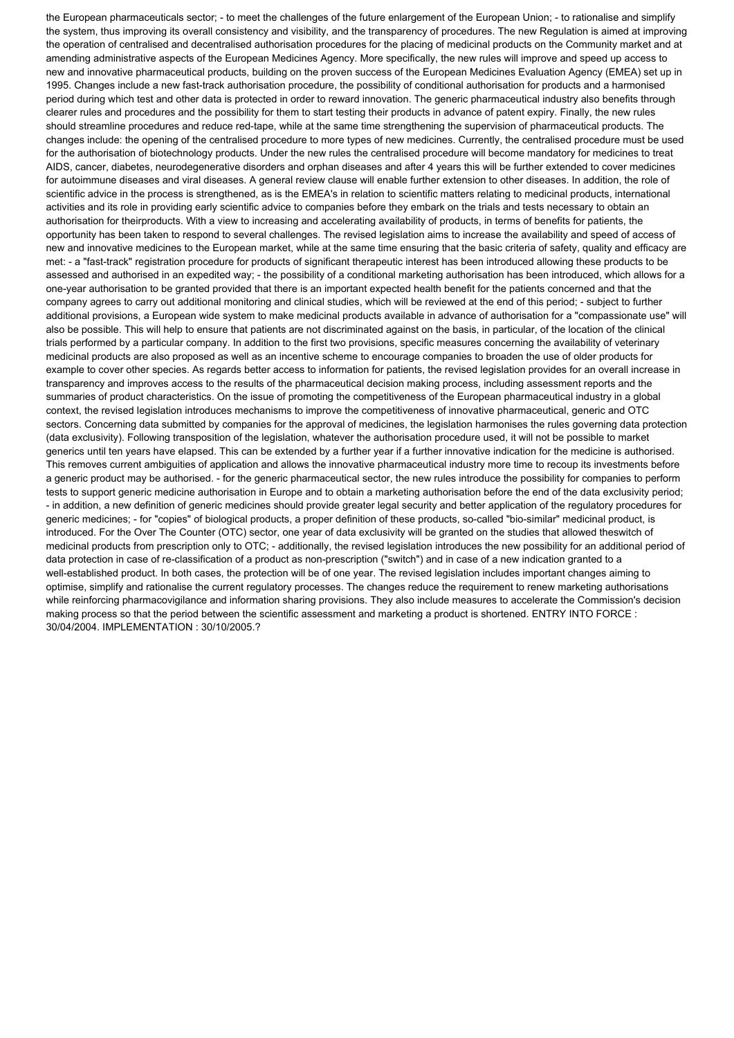the European pharmaceuticals sector; - to meet the challenges of the future enlargement of the European Union; - to rationalise and simplify the system, thus improving its overall consistency and visibility, and the transparency of procedures. The new Regulation is aimed at improving the operation of centralised and decentralised authorisation procedures for the placing of medicinal products on the Community market and at amending administrative aspects of the European Medicines Agency. More specifically, the new rules will improve and speed up access to new and innovative pharmaceutical products, building on the proven success of the European Medicines Evaluation Agency (EMEA) set up in 1995. Changes include a new fast-track authorisation procedure, the possibility of conditional authorisation for products and a harmonised period during which test and other data is protected in order to reward innovation. The generic pharmaceutical industry also benefits through clearer rules and procedures and the possibility for them to start testing their products in advance of patent expiry. Finally, the new rules should streamline procedures and reduce red-tape, while at the same time strengthening the supervision of pharmaceutical products. The changes include: the opening of the centralised procedure to more types of new medicines. Currently, the centralised procedure must be used for the authorisation of biotechnology products. Under the new rules the centralised procedure will become mandatory for medicines to treat AIDS, cancer, diabetes, neurodegenerative disorders and orphan diseases and after 4 years this will be further extended to cover medicines for autoimmune diseases and viral diseases. A general review clause will enable further extension to other diseases. In addition, the role of scientific advice in the process is strengthened, as is the EMEA's in relation to scientific matters relating to medicinal products, international activities and its role in providing early scientific advice to companies before they embark on the trials and tests necessary to obtain an authorisation for theirproducts. With a view to increasing and accelerating availability of products, in terms of benefits for patients, the opportunity has been taken to respond to several challenges. The revised legislation aims to increase the availability and speed of access of new and innovative medicines to the European market, while at the same time ensuring that the basic criteria of safety, quality and efficacy are met: - a "fast-track" registration procedure for products of significant therapeutic interest has been introduced allowing these products to be assessed and authorised in an expedited way; - the possibility of a conditional marketing authorisation has been introduced, which allows for a one-year authorisation to be granted provided that there is an important expected health benefit for the patients concerned and that the company agrees to carry out additional monitoring and clinical studies, which will be reviewed at the end of this period; - subject to further additional provisions, a European wide system to make medicinal products available in advance of authorisation for a "compassionate use" will also be possible. This will help to ensure that patients are not discriminated against on the basis, in particular, of the location of the clinical trials performed by a particular company. In addition to the first two provisions, specific measures concerning the availability of veterinary medicinal products are also proposed as well as an incentive scheme to encourage companies to broaden the use of older products for example to cover other species. As regards better access to information for patients, the revised legislation provides for an overall increase in transparency and improves access to the results of the pharmaceutical decision making process, including assessment reports and the summaries of product characteristics. On the issue of promoting the competitiveness of the European pharmaceutical industry in a global context, the revised legislation introduces mechanisms to improve the competitiveness of innovative pharmaceutical, generic and OTC sectors. Concerning data submitted by companies for the approval of medicines, the legislation harmonises the rules governing data protection (data exclusivity). Following transposition of the legislation, whatever the authorisation procedure used, it will not be possible to market generics until ten years have elapsed. This can be extended by a further year if a further innovative indication for the medicine is authorised. This removes current ambiguities of application and allows the innovative pharmaceutical industry more time to recoup its investments before a generic product may be authorised. - for the generic pharmaceutical sector, the new rules introduce the possibility for companies to perform tests to support generic medicine authorisation in Europe and to obtain a marketing authorisation before the end of the data exclusivity period; - in addition, a new definition of generic medicines should provide greater legal security and better application of the regulatory procedures for generic medicines; - for "copies" of biological products, a proper definition of these products, so-called "bio-similar" medicinal product, is introduced. For the Over The Counter (OTC) sector, one year of data exclusivity will be granted on the studies that allowed theswitch of medicinal products from prescription only to OTC; - additionally, the revised legislation introduces the new possibility for an additional period of data protection in case of re-classification of a product as non-prescription ("switch") and in case of a new indication granted to a well-established product. In both cases, the protection will be of one year. The revised legislation includes important changes aiming to optimise, simplify and rationalise the current regulatory processes. The changes reduce the requirement to renew marketing authorisations while reinforcing pharmacovigilance and information sharing provisions. They also include measures to accelerate the Commission's decision making process so that the period between the scientific assessment and marketing a product is shortened. ENTRY INTO FORCE : 30/04/2004. IMPLEMENTATION : 30/10/2005.?